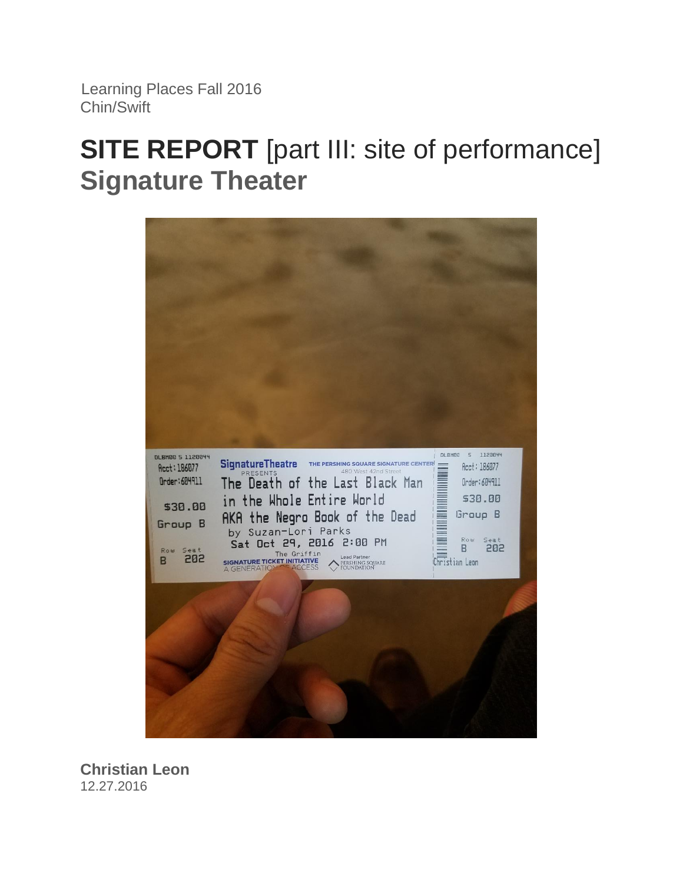Learning Places Fall 2016
Chin/Swift

# **SITE REPORT** [part III: site of performance]
## **Signature Theater**

**Christian Leon**
12.27.2016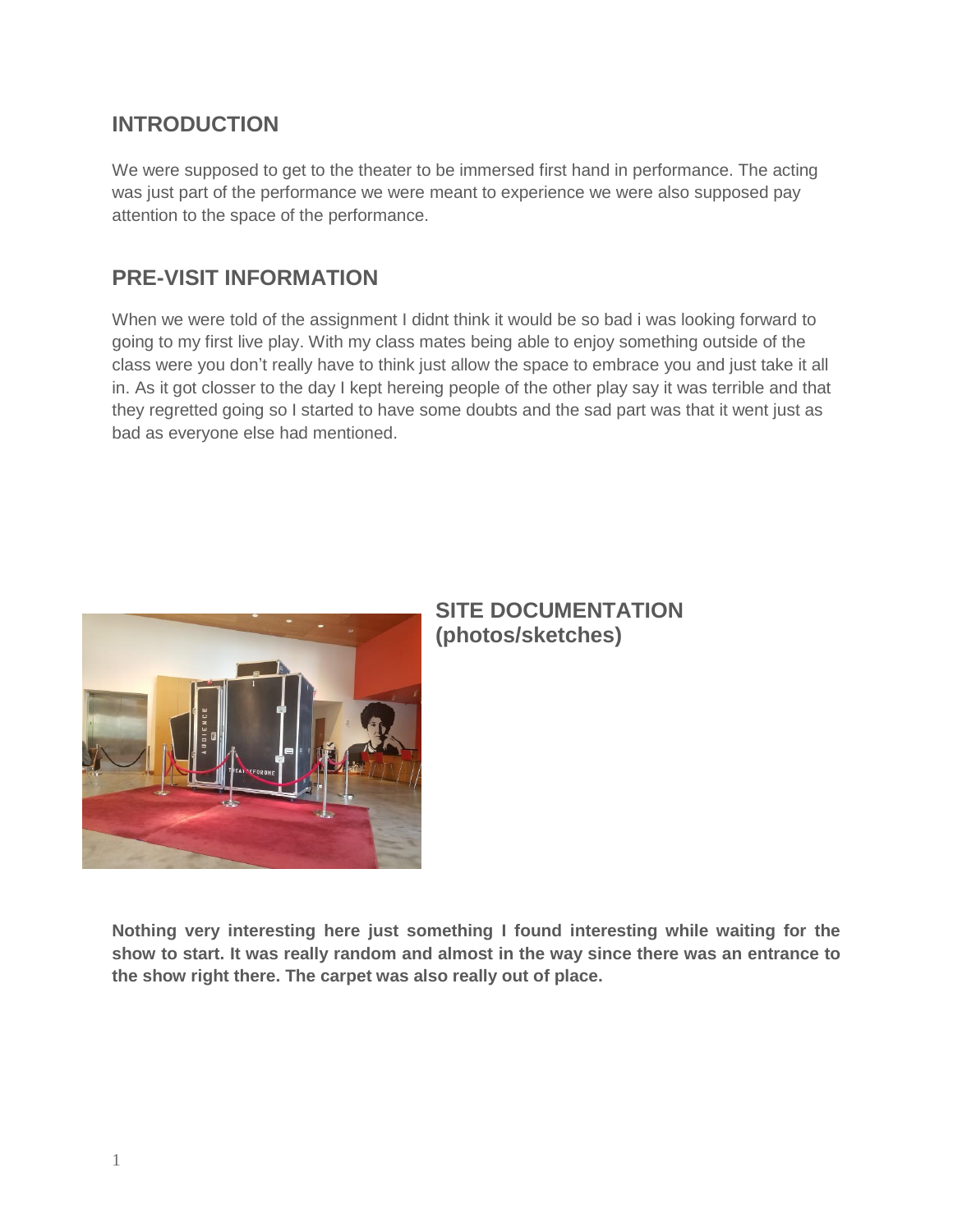## INTRODUCTION

We were supposed to get to the theater to be immersed first hand in performance. The acting was just part of the performance we were meant to experience we were also supposed pay attention to the space of the performance.

## PRE-VISIT INFORMATION

When we were told of the assignment I didnt think it would be so bad i was looking forward to going to my first live play. With my class mates being able to enjoy something outside of the class were you don't really have to think just allow the space to embrace you and just take it all in. As it got closser to the day I kept hereing people of the other play say it was terrible and that they regretted going so I started to have some doubts and the sad part was that it went just as bad as everyone else had mentioned.

## SITE DOCUMENTATION (photos/sketches)

**Nothing very interesting here just something I found interesting while waiting for the show to start. It was really random and almost in the way since there was an entrance to the show right there. The carpet was also really out of place.**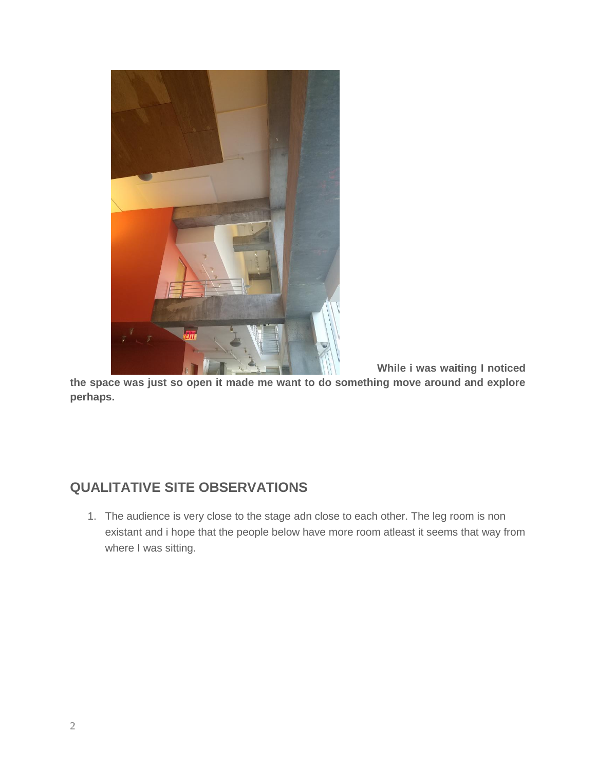**While i was waiting I noticed the space was just so open it made me want to do something move around and explore perhaps.**

## QUALITATIVE SITE OBSERVATIONS

1. The audience is very close to the stage adn close to each other. The leg room is non existant and i hope that the people below have more room atleast it seems that way from where I was sitting.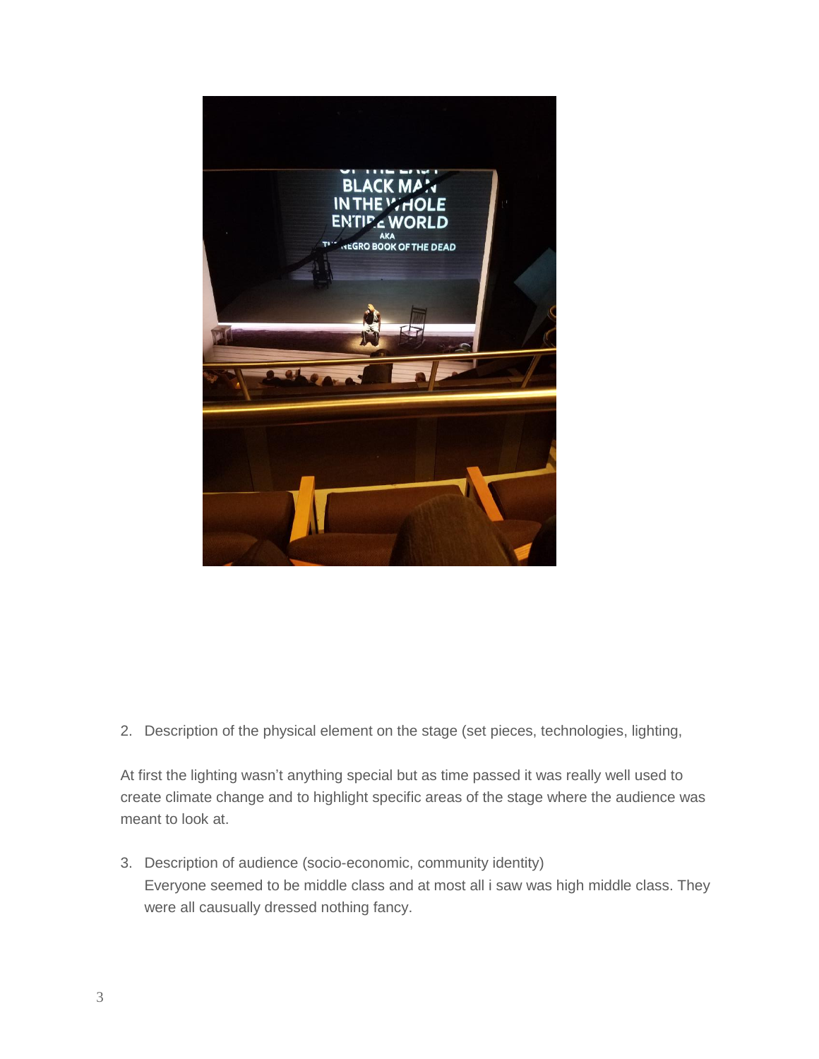2. Description of the physical element on the stage (set pieces, technologies, lighting,

At first the lighting wasn't anything special but as time passed it was really well used to create climate change and to highlight specific areas of the stage where the audience was meant to look at.

3. Description of audience (socio-economic, community identity)
   Everyone seemed to be middle class and at most all i saw was high middle class. They were all causually dressed nothing fancy.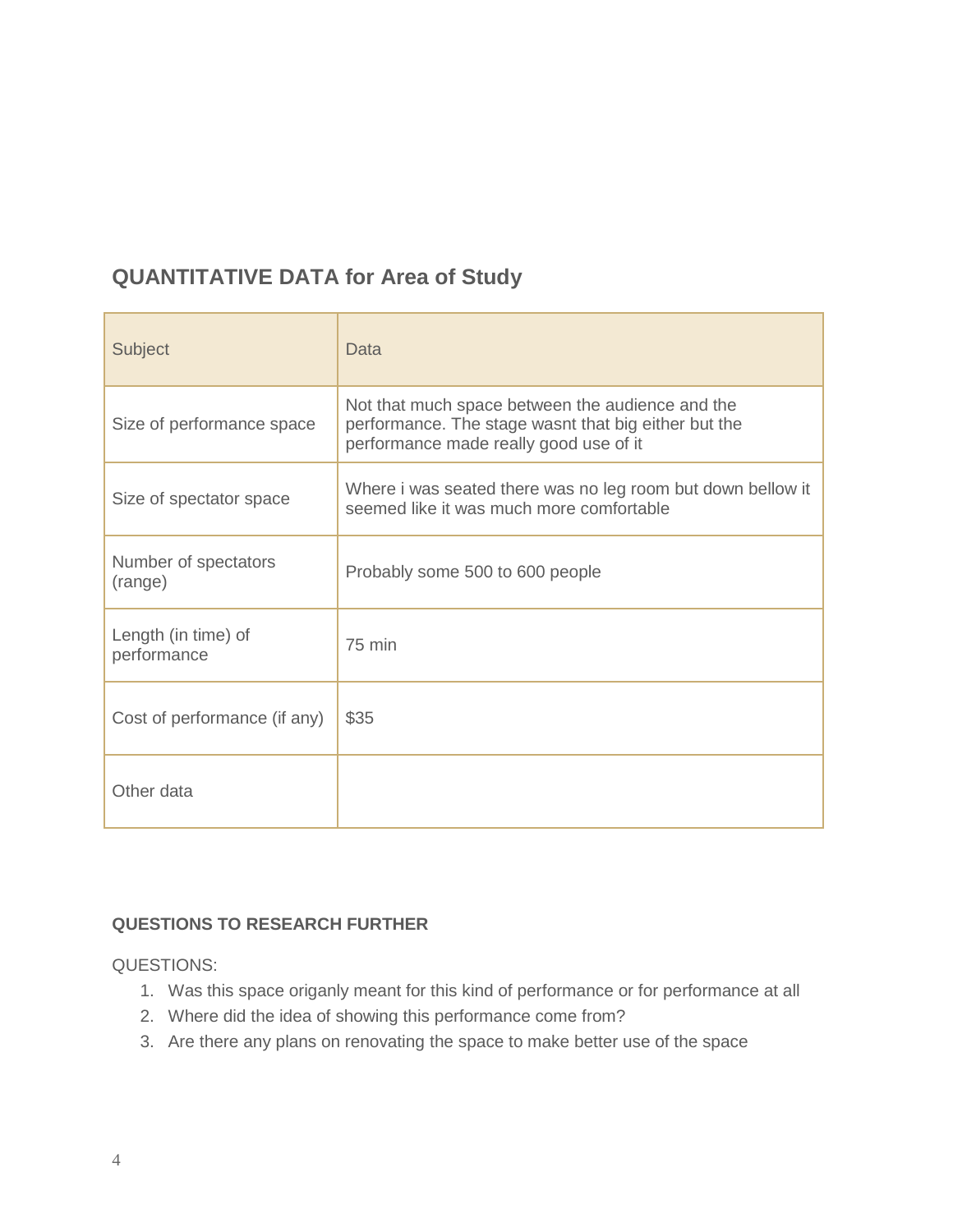## QUANTITATIVE DATA for Area of Study

| Subject | Data |
| --- | --- |
| Size of performance space | Not that much space between the audience and the performance. The stage wasnt that big either but the performance made really good use of it |
| Size of spectator space | Where i was seated there was no leg room but down bellow it seemed like it was much more comfortable |
| Number of spectators (range) | Probably some 500 to 600 people |
| Length (in time) of performance | 75 min |
| Cost of performance (if any) | $35 |
| Other data | |

**QUESTIONS TO RESEARCH FURTHER**

QUESTIONS:

1. Was this space origanly meant for this kind of performance or for performance at all
2. Where did the idea of showing this performance come from?
3. Are there any plans on renovating the space to make better use of the space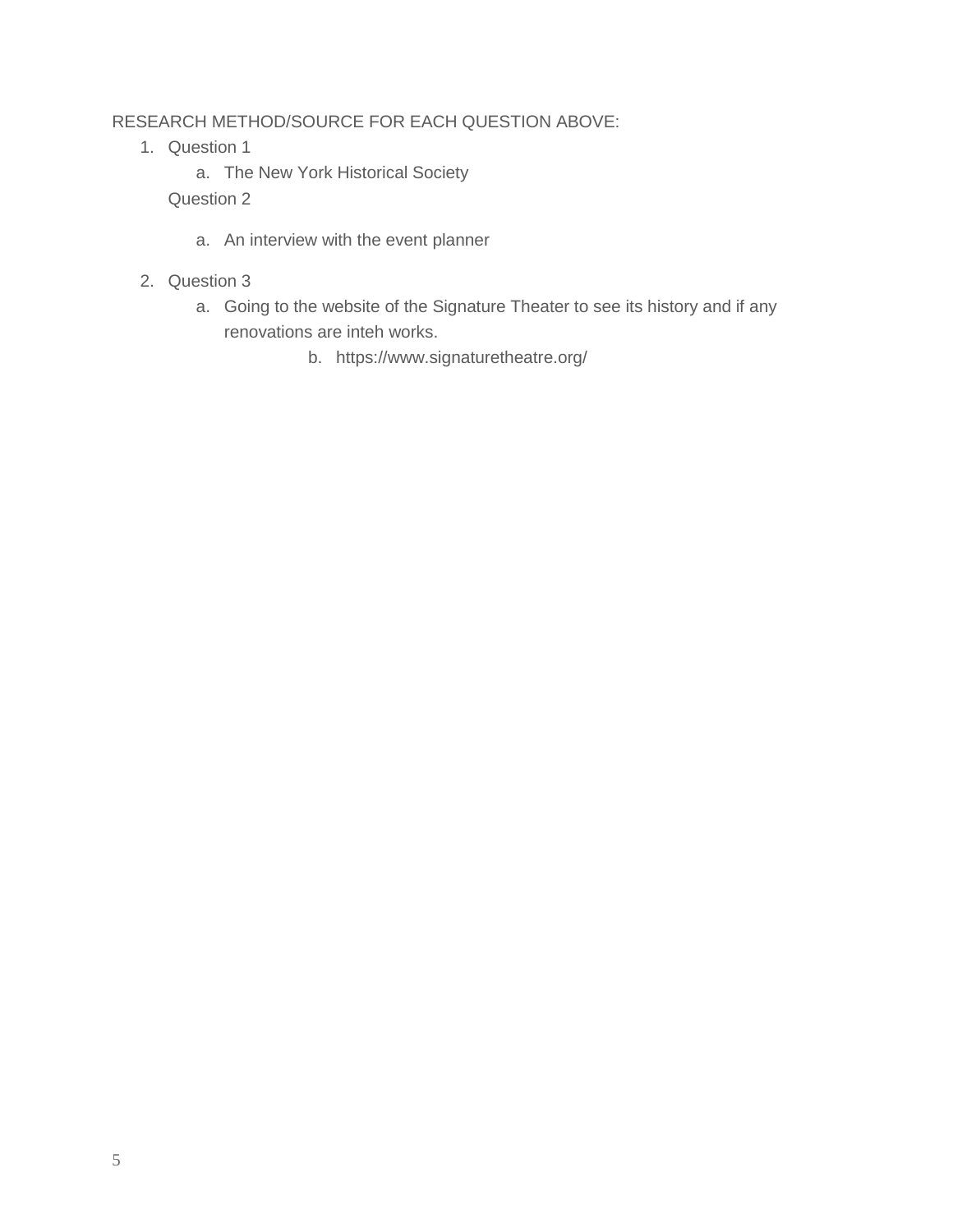RESEARCH METHOD/SOURCE FOR EACH QUESTION ABOVE:

1. Question 1
    a. The New York Historical Society

    Question 2

    a. An interview with the event planner

2. Question 3
    a. Going to the website of the Signature Theater to see its history and if any renovations are inteh works.
        b. https://www.signaturetheatre.org/